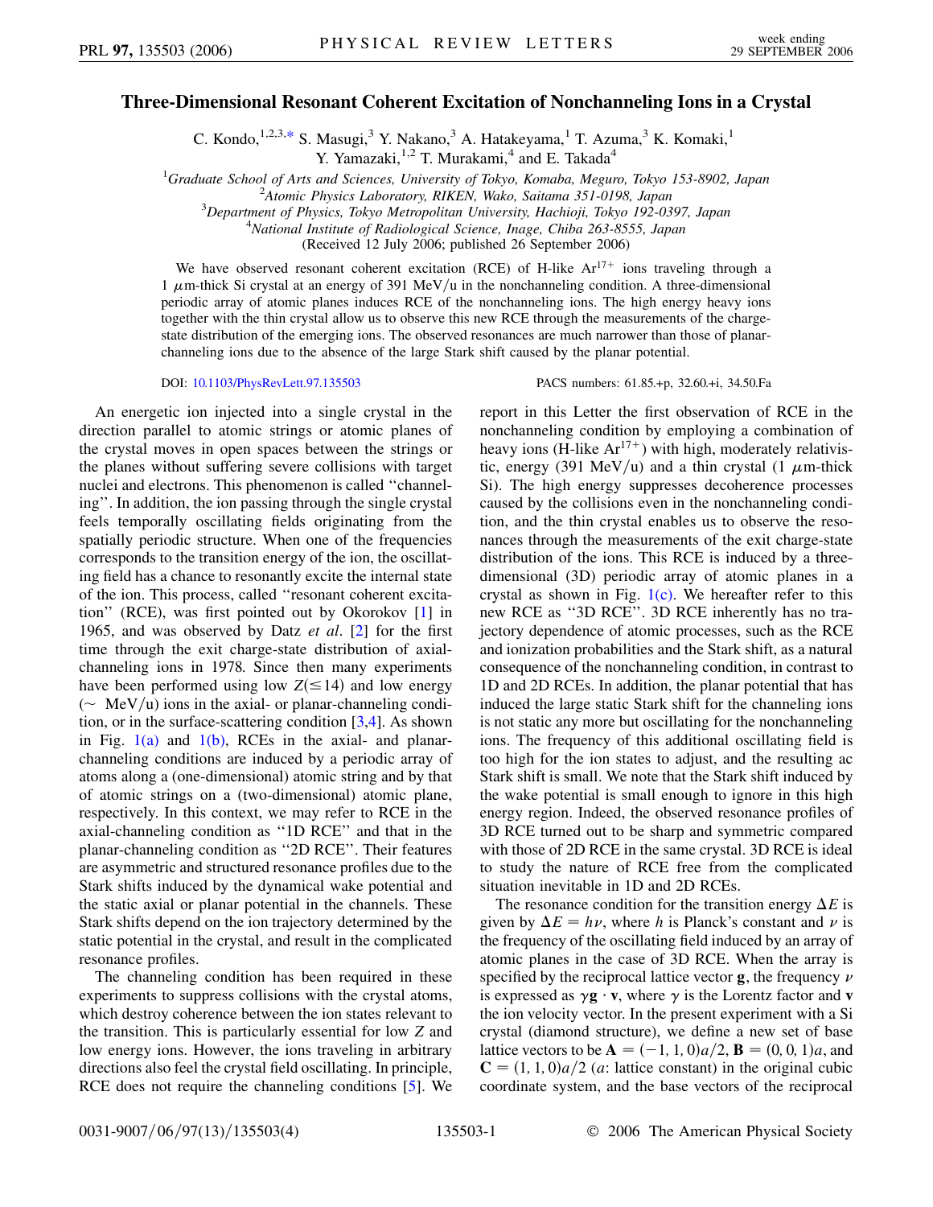# Three-Dimensional Resonant Coherent Excitation of Nonchanneling Ions in a Crystal

C. Kondo,[1,2,3,*] S. Masugi,[3] Y. Nakano,[3] A. Hatakeyama,[1] T. Azuma,[3] K. Komaki,[1] Y. Yamazaki,[1,2] T. Murakami,[4] and E. Takada[4]

[1]*Graduate School of Arts and Sciences, University of Tokyo, Komaba, Meguro, Tokyo 153-8902, Japan*
[2]*Atomic Physics Laboratory, RIKEN, Wako, Saitama 351-0198, Japan*
[3]*Department of Physics, Tokyo Metropolitan University, Hachioji, Tokyo 192-0397, Japan*
[4]*National Institute of Radiological Science, Inage, Chiba 263-8555, Japan*
(Received 12 July 2006; published 26 September 2006)

We have observed resonant coherent excitation (RCE) of H-like $Ar^{17+}$ ions traveling through a 1 $\mu$m-thick Si crystal at an energy of 391 MeV/u in the nonchanneling condition. A three-dimensional periodic array of atomic planes induces RCE of the nonchanneling ions. The high energy heavy ions together with the thin crystal allow us to observe this new RCE through the measurements of the charge-state distribution of the emerging ions. The observed resonances are much narrower than those of planar-channeling ions due to the absence of the large Stark shift caused by the planar potential.

DOI: 10.1103/PhysRevLett.97.135503 PACS numbers: 61.85.+p, 32.60.+i, 34.50.Fa

An energetic ion injected into a single crystal in the direction parallel to atomic strings or atomic planes of the crystal moves in open spaces between the strings or the planes without suffering severe collisions with target nuclei and electrons. This phenomenon is called "channeling". In addition, the ion passing through the single crystal feels temporally oscillating fields originating from the spatially periodic structure. When one of the frequencies corresponds to the transition energy of the ion, the oscillating field has a chance to resonantly excite the internal state of the ion. This process, called "resonant coherent excitation" (RCE), was first pointed out by Okorokov [1] in 1965, and was observed by Datz *et al*. [2] for the first time through the exit charge-state distribution of axial-channeling ions in 1978. Since then many experiments have been performed using low $Z(\leq 14)$ and low energy ($\sim$ MeV/u) ions in the axial- or planar-channeling condition, or in the surface-scattering condition [3,4]. As shown in Fig. 1(a) and 1(b), RCEs in the axial- and planar-channeling conditions are induced by a periodic array of atoms along a (one-dimensional) atomic string and by that of atomic strings on a (two-dimensional) atomic plane, respectively. In this context, we may refer to RCE in the axial-channeling condition as "1D RCE" and that in the planar-channeling condition as "2D RCE". Their features are asymmetric and structured resonance profiles due to the Stark shifts induced by the dynamical wake potential and the static axial or planar potential in the channels. These Stark shifts depend on the ion trajectory determined by the static potential in the crystal, and result in the complicated resonance profiles.

The channeling condition has been required in these experiments to suppress collisions with the crystal atoms, which destroy coherence between the ion states relevant to the transition. This is particularly essential for low $Z$ and low energy ions. However, the ions traveling in arbitrary directions also feel the crystal field oscillating. In principle, RCE does not require the channeling conditions [5]. We report in this Letter the first observation of RCE in the nonchanneling condition by employing a combination of heavy ions (H-like $Ar^{17+}$) with high, moderately relativistic, energy (391 MeV/u) and a thin crystal (1 $\mu$m-thick Si). The high energy suppresses decoherence processes caused by the collisions even in the nonchanneling condition, and the thin crystal enables us to observe the resonances through the measurements of the exit charge-state distribution of the ions. This RCE is induced by a three-dimensional (3D) periodic array of atomic planes in a crystal as shown in Fig. 1(c). We hereafter refer to this new RCE as "3D RCE". 3D RCE inherently has no trajectory dependence of atomic processes, such as the RCE and ionization probabilities and the Stark shift, as a natural consequence of the nonchanneling condition, in contrast to 1D and 2D RCEs. In addition, the planar potential that has induced the large static Stark shift for the channeling ions is not static any more but oscillating for the nonchanneling ions. The frequency of this additional oscillating field is too high for the ion states to adjust, and the resulting ac Stark shift is small. We note that the Stark shift induced by the wake potential is small enough to ignore in this high energy region. Indeed, the observed resonance profiles of 3D RCE turned out to be sharp and symmetric compared with those of 2D RCE in the same crystal. 3D RCE is ideal to study the nature of RCE free from the complicated situation inevitable in 1D and 2D RCEs.

The resonance condition for the transition energy $\Delta E$ is given by $\Delta E = h\nu$, where $h$ is Planck's constant and $\nu$ is the frequency of the oscillating field induced by an array of atomic planes in the case of 3D RCE. When the array is specified by the reciprocal lattice vector $\mathbf{g}$, the frequency $\nu$ is expressed as $\gamma \mathbf{g} \cdot \mathbf{v}$, where $\gamma$ is the Lorentz factor and $\mathbf{v}$ the ion velocity vector. In the present experiment with a Si crystal (diamond structure), we define a new set of base lattice vectors to be $\mathbf{A} = (-1, 1, 0)a/2$, $\mathbf{B} = (0, 0, 1)a$, and $\mathbf{C} = (1, 1, 0)a/2$ ($a$: lattice constant) in the original cubic coordinate system, and the base vectors of the reciprocal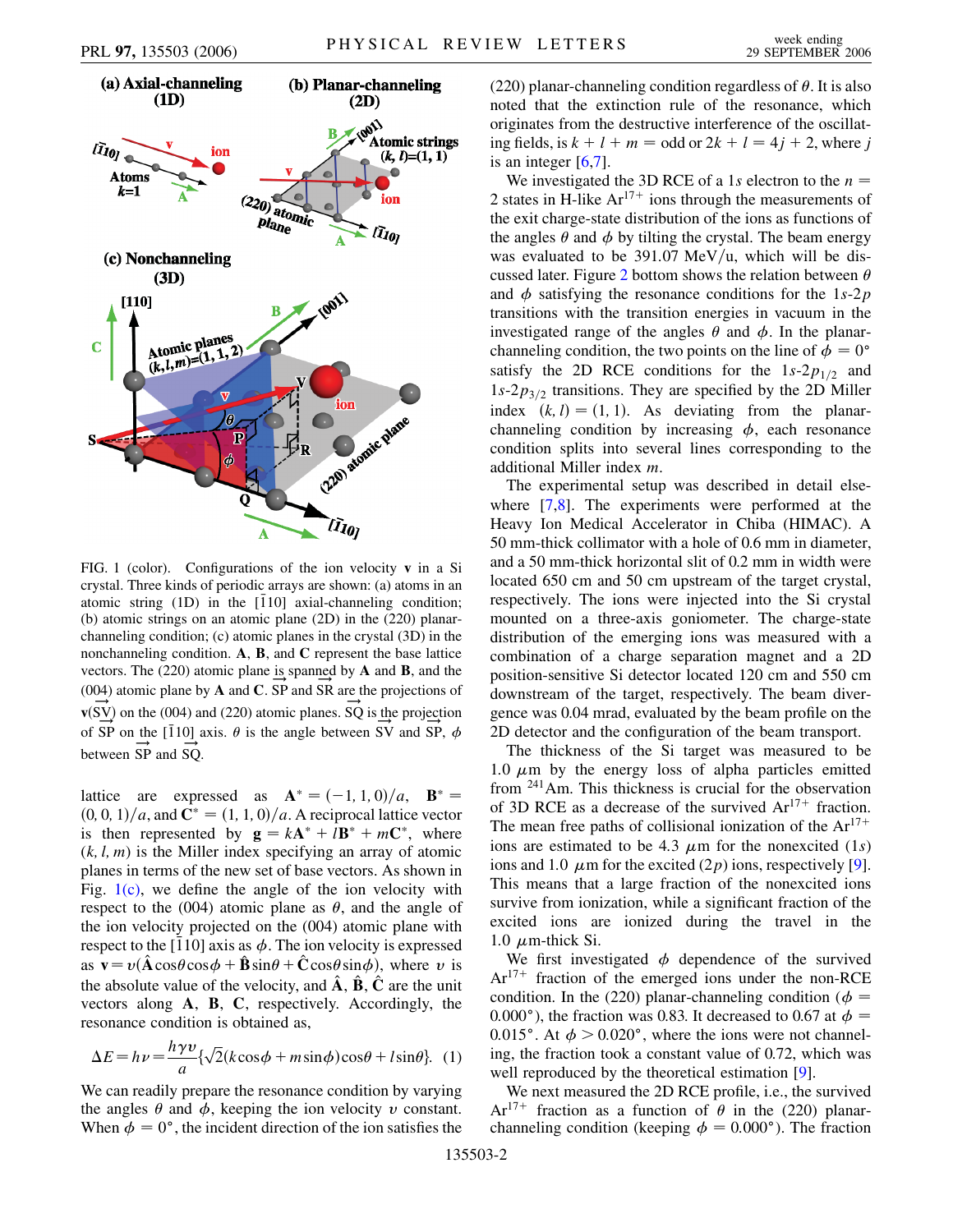FIG. 1 (color). Configurations of the ion velocity **v** in a Si crystal. Three kinds of periodic arrays are shown: (a) atoms in an atomic string (1D) in the $[\bar{1}10]$ axial-channeling condition; (b) atomic strings on an atomic plane (2D) in the (220) planar-channeling condition; (c) atomic planes in the crystal (3D) in the nonchanneling condition. **A**, **B**, and **C** represent the base lattice vectors. The (220) atomic plane is spanned by **A** and **B**, and the (004) atomic plane by **A** and **C**. $\overrightarrow{SP}$ and $\overrightarrow{SR}$ are the projections of $\mathbf{v}(\overrightarrow{SV})$ on the (004) and (220) atomic planes. $\overrightarrow{SQ}$ is the projection of $\overrightarrow{SP}$ on the $[\bar{1}10]$ axis. $\theta$ is the angle between $\overrightarrow{SV}$ and $\overrightarrow{SP}$, $\phi$ between $\overrightarrow{SP}$ and $\overrightarrow{SQ}$.

lattice are expressed as $\mathbf{A}^* = (-1, 1, 0)/a$, $\mathbf{B}^* = (0, 0, 1)/a$, and $\mathbf{C}^* = (1, 1, 0)/a$. A reciprocal lattice vector is then represented by $\mathbf{g} = k\mathbf{A}^* + l\mathbf{B}^* + m\mathbf{C}^*$, where $(k, l, m)$ is the Miller index specifying an array of atomic planes in terms of the new set of base vectors. As shown in Fig. 1(c), we define the angle of the ion velocity with respect to the (004) atomic plane as $\theta$, and the angle of the ion velocity projected on the (004) atomic plane with respect to the $[\bar{1}10]$ axis as $\phi$. The ion velocity is expressed as $\mathbf{v} = v(\hat{\mathbf{A}}\cos\theta\cos\phi + \hat{\mathbf{B}}\sin\theta + \hat{\mathbf{C}}\cos\theta\sin\phi)$, where $v$ is the absolute value of the velocity, and $\hat{\mathbf{A}}$, $\hat{\mathbf{B}}$, $\hat{\mathbf{C}}$ are the unit vectors along **A**, **B**, **C**, respectively. Accordingly, the resonance condition is obtained as,

$$\Delta E = h\nu = \frac{h\gamma v}{a}\{\sqrt{2}(k\cos\phi + m\sin\phi)\cos\theta + l\sin\theta\}. \quad (1)$$

We can readily prepare the resonance condition by varying the angles $\theta$ and $\phi$, keeping the ion velocity $v$ constant. When $\phi = 0°$, the incident direction of the ion satisfies the (220) planar-channeling condition regardless of $\theta$. It is also noted that the extinction rule of the resonance, which originates from the destructive interference of the oscillating fields, is $k + l + m =$ odd or $2k + l = 4j + 2$, where $j$ is an integer [6,7].

We investigated the 3D RCE of a $1s$ electron to the $n = 2$ states in H-like $Ar^{17+}$ ions through the measurements of the exit charge-state distribution of the ions as functions of the angles $\theta$ and $\phi$ by tilting the crystal. The beam energy was evaluated to be 391.07 MeV/u, which will be discussed later. Figure 2 bottom shows the relation between $\theta$ and $\phi$ satisfying the resonance conditions for the $1s$-$2p$ transitions with the transition energies in vacuum in the investigated range of the angles $\theta$ and $\phi$. In the planar-channeling condition, the two points on the line of $\phi = 0°$ satisfy the 2D RCE conditions for the $1s$-$2p_{1/2}$ and $1s$-$2p_{3/2}$ transitions. They are specified by the 2D Miller index $(k, l) = (1, 1)$. As deviating from the planar-channeling condition by increasing $\phi$, each resonance condition splits into several lines corresponding to the additional Miller index $m$.

The experimental setup was described in detail elsewhere [7,8]. The experiments were performed at the Heavy Ion Medical Accelerator in Chiba (HIMAC). A 50 mm-thick collimator with a hole of 0.6 mm in diameter, and a 50 mm-thick horizontal slit of 0.2 mm in width were located 650 cm and 50 cm upstream of the target crystal, respectively. The ions were injected into the Si crystal mounted on a three-axis goniometer. The charge-state distribution of the emerging ions was measured with a combination of a charge separation magnet and a 2D position-sensitive Si detector located 120 cm and 550 cm downstream of the target, respectively. The beam divergence was 0.04 mrad, evaluated by the beam profile on the 2D detector and the configuration of the beam transport.

The thickness of the Si target was measured to be 1.0 $\mu$m by the energy loss of alpha particles emitted from $^{241}$Am. This thickness is crucial for the observation of 3D RCE as a decrease of the survived $Ar^{17+}$ fraction. The mean free paths of collisional ionization of the $Ar^{17+}$ ions are estimated to be 4.3 $\mu$m for the nonexcited ($1s$) ions and 1.0 $\mu$m for the excited ($2p$) ions, respectively [9]. This means that a large fraction of the nonexcited ions survive from ionization, while a significant fraction of the excited ions are ionized during the travel in the 1.0 $\mu$m-thick Si.

We first investigated $\phi$ dependence of the survived $Ar^{17+}$ fraction of the emerged ions under the non-RCE condition. In the (220) planar-channeling condition ($\phi = 0.000°$), the fraction was 0.83. It decreased to 0.67 at $\phi = 0.015°$. At $\phi > 0.020°$, where the ions were not channeling, the fraction took a constant value of 0.72, which was well reproduced by the theoretical estimation [9].

We next measured the 2D RCE profile, i.e., the survived $Ar^{17+}$ fraction as a function of $\theta$ in the (220) planar-channeling condition (keeping $\phi = 0.000°$). The fraction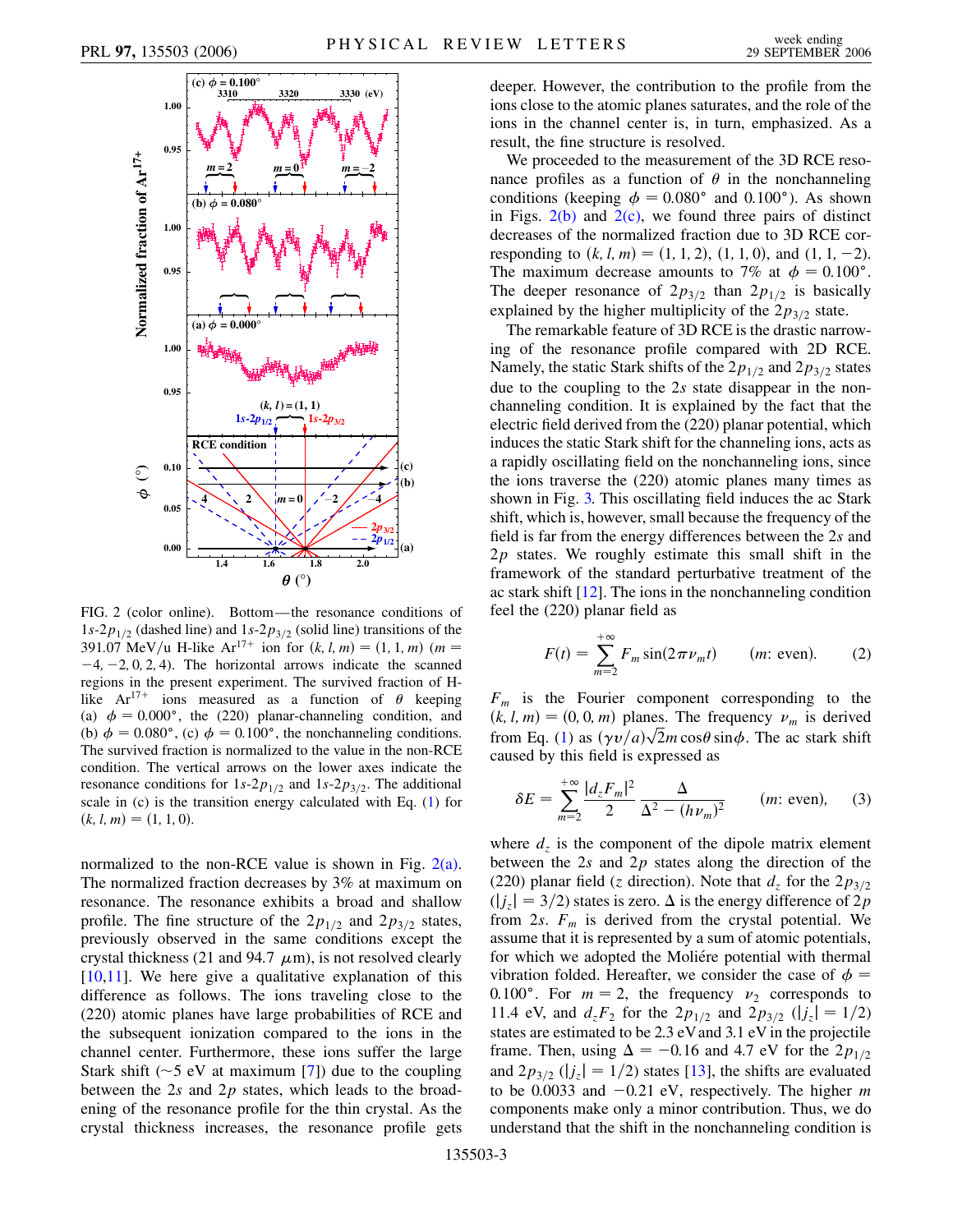(c) $\phi$ = 0.100°

3310

3320

3330 (eV)

1.00

0.95

m = 2

m = 0

m = −2

(b) $\phi$ = 0.080°

1.00

0.95

(a) $\phi$ = 0.000°

1.00

0.95

Normalized fraction of Ar17+

(k, l) = (1, 1)

1s-2p1/2

1s-2p3/2

RCE condition

0.10

0.05

0.00

$\phi$ (°)

4

2

m = 0

−2

−4

2p3/2

2p1/2

(a)

(b)

(c)

1.4

1.6

1.8

2.0

$\theta$ (°)

FIG. 2 (color online). Bottom—the resonance conditions of $1s$-$2p_{1/2}$ (dashed line) and $1s$-$2p_{3/2}$ (solid line) transitions of the 391.07 MeV/u H-like $Ar^{17+}$ ion for $(k, l, m) = (1, 1, m)$ ($m = -4, -2, 0, 2, 4$). The horizontal arrows indicate the scanned regions in the present experiment. The survived fraction of H-like $Ar^{17+}$ ions measured as a function of $\theta$ keeping (a) $\phi = 0.000°$, the (220) planar-channeling condition, and (b) $\phi = 0.080°$, (c) $\phi = 0.100°$, the nonchanneling conditions. The survived fraction is normalized to the value in the non-RCE condition. The vertical arrows on the lower axes indicate the resonance conditions for $1s$-$2p_{1/2}$ and $1s$-$2p_{3/2}$. The additional scale in (c) is the transition energy calculated with Eq. (1) for $(k, l, m) = (1, 1, 0)$.

normalized to the non-RCE value is shown in Fig. 2(a). The normalized fraction decreases by 3% at maximum on resonance. The resonance exhibits a broad and shallow profile. The fine structure of the $2p_{1/2}$ and $2p_{3/2}$ states, previously observed in the same conditions except the crystal thickness (21 and 94.7 $\mu$m), is not resolved clearly [10,11]. We here give a qualitative explanation of this difference as follows. The ions traveling close to the (220) atomic planes have large probabilities of RCE and the subsequent ionization compared to the ions in the channel center. Furthermore, these ions suffer the large Stark shift (~5 eV at maximum [7]) due to the coupling between the $2s$ and $2p$ states, which leads to the broadening of the resonance profile for the thin crystal. As the crystal thickness increases, the resonance profile gets deeper. However, the contribution to the profile from the ions close to the atomic planes saturates, and the role of the ions in the channel center is, in turn, emphasized. As a result, the fine structure is resolved.

We proceeded to the measurement of the 3D RCE resonance profiles as a function of $\theta$ in the nonchanneling conditions (keeping $\phi = 0.080°$ and $0.100°$). As shown in Figs. 2(b) and 2(c), we found three pairs of distinct decreases of the normalized fraction due to 3D RCE corresponding to $(k, l, m) = (1, 1, 2)$, $(1, 1, 0)$, and $(1, 1, -2)$. The maximum decrease amounts to 7% at $\phi = 0.100°$. The deeper resonance of $2p_{3/2}$ than $2p_{1/2}$ is basically explained by the higher multiplicity of the $2p_{3/2}$ state.

The remarkable feature of 3D RCE is the drastic narrowing of the resonance profile compared with 2D RCE. Namely, the static Stark shifts of the $2p_{1/2}$ and $2p_{3/2}$ states due to the coupling to the $2s$ state disappear in the nonchanneling condition. It is explained by the fact that the electric field derived from the (220) planar potential, which induces the static Stark shift for the channeling ions, acts as a rapidly oscillating field on the nonchanneling ions, since the ions traverse the (220) atomic planes many times as shown in Fig. 3. This oscillating field induces the ac Stark shift, which is, however, small because the frequency of the field is far from the energy differences between the $2s$ and $2p$ states. We roughly estimate this small shift in the framework of the standard perturbative treatment of the ac stark shift [12]. The ions in the nonchanneling condition feel the (220) planar field as

$$F(t) = \sum_{m=2}^{+\infty} F_m \sin(2\pi\nu_m t) \qquad (m\text{: even}). \qquad (2)$$

$F_m$ is the Fourier component corresponding to the $(k, l, m) = (0, 0, m)$ planes. The frequency $\nu_m$ is derived from Eq. (1) as $(\gamma v/a)\sqrt{2}m\cos\theta\sin\phi$. The ac stark shift caused by this field is expressed as

$$\delta E = \sum_{m=2}^{+\infty} \frac{|d_z F_m|^2}{2} \frac{\Delta}{\Delta^2 - (h\nu_m)^2} \qquad (m\text{: even}), \qquad (3)$$

where $d_z$ is the component of the dipole matrix element between the $2s$ and $2p$ states along the direction of the (220) planar field ($z$ direction). Note that $d_z$ for the $2p_{3/2}$ ($|j_z| = 3/2$) states is zero. $\Delta$ is the energy difference of $2p$ from $2s$. $F_m$ is derived from the crystal potential. We assume that it is represented by a sum of atomic potentials, for which we adopted the Moliére potential with thermal vibration folded. Hereafter, we consider the case of $\phi = 0.100°$. For $m = 2$, the frequency $\nu_2$ corresponds to 11.4 eV, and $d_z F_2$ for the $2p_{1/2}$ and $2p_{3/2}$ ($|j_z| = 1/2$) states are estimated to be 2.3 eV and 3.1 eV in the projectile frame. Then, using $\Delta = -0.16$ and 4.7 eV for the $2p_{1/2}$ and $2p_{3/2}$ ($|j_z| = 1/2$) states [13], the shifts are evaluated to be 0.0033 and $-0.21$ eV, respectively. The higher $m$ components make only a minor contribution. Thus, we do understand that the shift in the nonchanneling condition is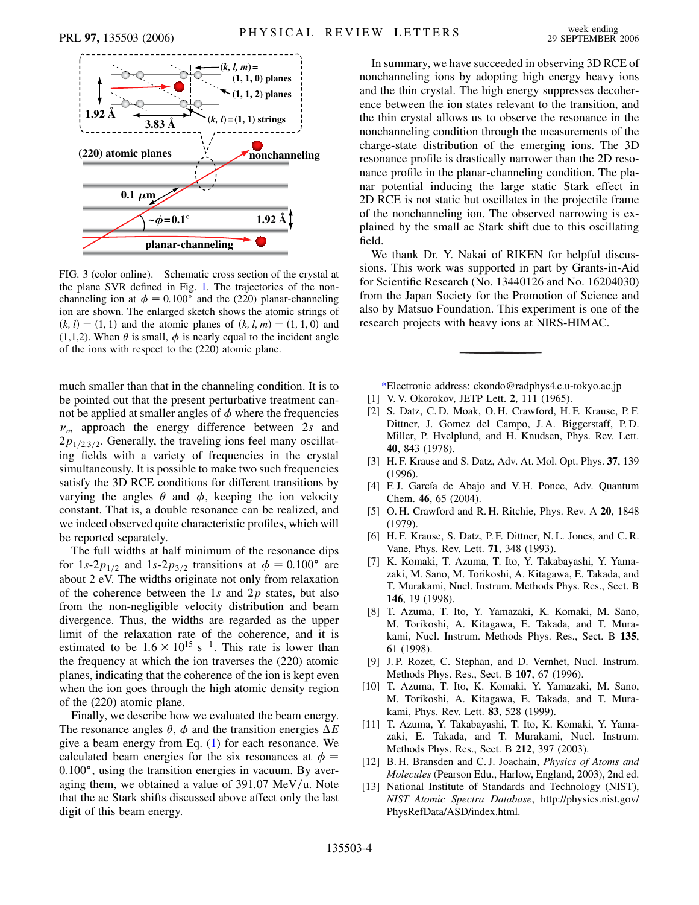(k, l, m)=
(1, 1, 0) planes
(1, 1, 2) planes
1.92 Å
3.83 Å
(k, l)=(1, 1) strings
(220) atomic planes
nonchanneling
0.1 μm
~ϕ=0.1°
1.92 Å
planar-channeling

FIG. 3 (color online). Schematic cross section of the crystal at the plane SVR defined in Fig. 1. The trajectories of the nonchanneling ion at $\phi = 0.100°$ and the (220) planar-channeling ion are shown. The enlarged sketch shows the atomic strings of $(k, l) = (1, 1)$ and the atomic planes of $(k, l, m) = (1, 1, 0)$ and (1,1,2). When $\theta$ is small, $\phi$ is nearly equal to the incident angle of the ions with respect to the (220) atomic plane.

much smaller than that in the channeling condition. It is to be pointed out that the present perturbative treatment cannot be applied at smaller angles of $\phi$ where the frequencies $\nu_m$ approach the energy difference between $2s$ and $2p_{1/2,3/2}$. Generally, the traveling ions feel many oscillating fields with a variety of frequencies in the crystal simultaneously. It is possible to make two such frequencies satisfy the 3D RCE conditions for different transitions by varying the angles $\theta$ and $\phi$, keeping the ion velocity constant. That is, a double resonance can be realized, and we indeed observed quite characteristic profiles, which will be reported separately.

The full widths at half minimum of the resonance dips for $1s$-$2p_{1/2}$ and $1s$-$2p_{3/2}$ transitions at $\phi = 0.100°$ are about 2 eV. The widths originate not only from relaxation of the coherence between the $1s$ and $2p$ states, but also from the non-negligible velocity distribution and beam divergence. Thus, the widths are regarded as the upper limit of the relaxation rate of the coherence, and it is estimated to be $1.6 \times 10^{15}$ s$^{-1}$. This rate is lower than the frequency at which the ion traverses the (220) atomic planes, indicating that the coherence of the ion is kept even when the ion goes through the high atomic density region of the (220) atomic plane.

Finally, we describe how we evaluated the beam energy. The resonance angles $\theta$, $\phi$ and the transition energies $\Delta E$ give a beam energy from Eq. (1) for each resonance. We calculated beam energies for the six resonances at $\phi = 0.100°$, using the transition energies in vacuum. By averaging them, we obtained a value of 391.07 MeV/u. Note that the ac Stark shifts discussed above affect only the last digit of this beam energy.

In summary, we have succeeded in observing 3D RCE of nonchanneling ions by adopting high energy heavy ions and the thin crystal. The high energy suppresses decoherence between the ion states relevant to the transition, and the thin crystal allows us to observe the resonance in the nonchanneling condition through the measurements of the charge-state distribution of the emerging ions. The 3D resonance profile is drastically narrower than the 2D resonance profile in the planar-channeling condition. The planar potential inducing the large static Stark effect in 2D RCE is not static but oscillates in the projectile frame of the nonchanneling ion. The observed narrowing is explained by the small ac Stark shift due to this oscillating field.

We thank Dr. Y. Nakai of RIKEN for helpful discussions. This work was supported in part by Grants-in-Aid for Scientific Research (No. 13440126 and No. 16204030) from the Japan Society for the Promotion of Science and also by Matsuo Foundation. This experiment is one of the research projects with heavy ions at NIRS-HIMAC.

---

*Electronic address: ckondo@radphys4.c.u-tokyo.ac.jp

[1] V. V. Okorokov, JETP Lett. **2**, 111 (1965).

[2] S. Datz, C. D. Moak, O. H. Crawford, H. F. Krause, P. F. Dittner, J. Gomez del Campo, J. A. Biggerstaff, P. D. Miller, P. Hvelplund, and H. Knudsen, Phys. Rev. Lett. **40**, 843 (1978).

[3] H. F. Krause and S. Datz, Adv. At. Mol. Opt. Phys. **37**, 139 (1996).

[4] F. J. García de Abajo and V. H. Ponce, Adv. Quantum Chem. **46**, 65 (2004).

[5] O. H. Crawford and R. H. Ritchie, Phys. Rev. A **20**, 1848 (1979).

[6] H. F. Krause, S. Datz, P. F. Dittner, N. L. Jones, and C. R. Vane, Phys. Rev. Lett. **71**, 348 (1993).

[7] K. Komaki, T. Azuma, T. Ito, Y. Takabayashi, Y. Yamazaki, M. Sano, M. Torikoshi, A. Kitagawa, E. Takada, and T. Murakami, Nucl. Instrum. Methods Phys. Res., Sect. B **146**, 19 (1998).

[8] T. Azuma, T. Ito, Y. Yamazaki, K. Komaki, M. Sano, M. Torikoshi, A. Kitagawa, E. Takada, and T. Murakami, Nucl. Instrum. Methods Phys. Res., Sect. B **135**, 61 (1998).

[9] J. P. Rozet, C. Stephan, and D. Vernhet, Nucl. Instrum. Methods Phys. Res., Sect. B **107**, 67 (1996).

[10] T. Azuma, T. Ito, K. Komaki, Y. Yamazaki, M. Sano, M. Torikoshi, A. Kitagawa, E. Takada, and T. Murakami, Phys. Rev. Lett. **83**, 528 (1999).

[11] T. Azuma, Y. Takabayashi, T. Ito, K. Komaki, Y. Yamazaki, E. Takada, and T. Murakami, Nucl. Instrum. Methods Phys. Res., Sect. B **212**, 397 (2003).

[12] B. H. Bransden and C. J. Joachain, *Physics of Atoms and Molecules* (Pearson Edu., Harlow, England, 2003), 2nd ed.

[13] National Institute of Standards and Technology (NIST), *NIST Atomic Spectra Database*, http://physics.nist.gov/PhysRefData/ASD/index.html.